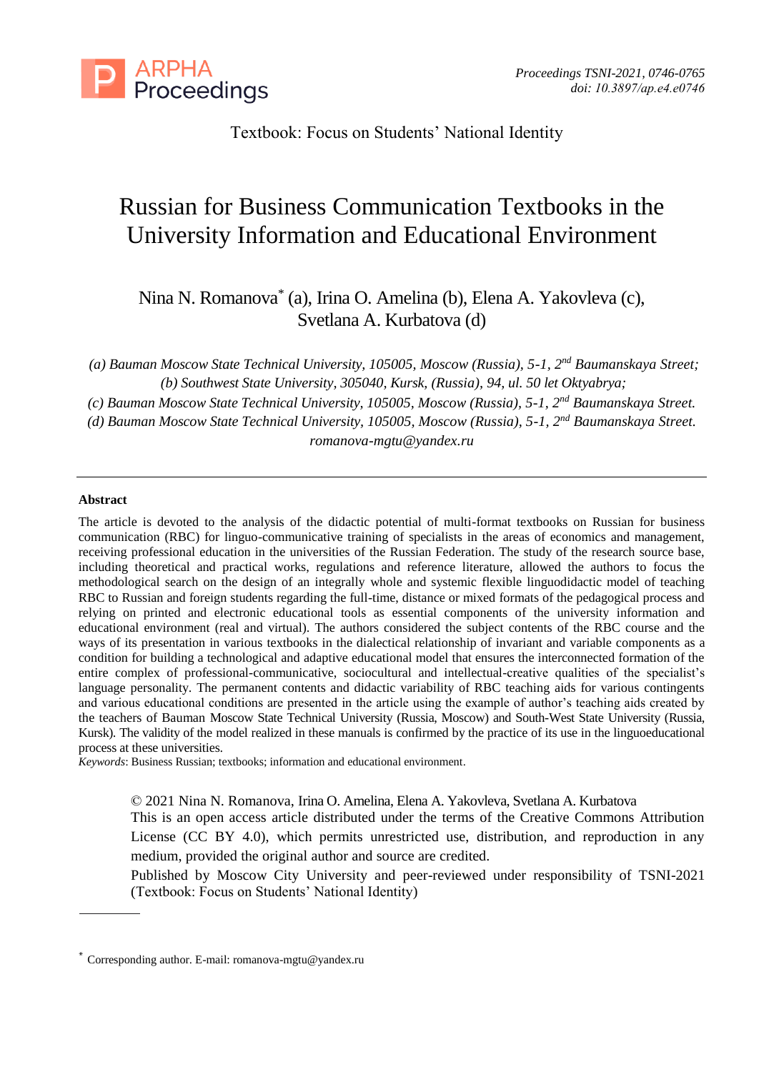Textbook: Focus on Students' National Identity

# Russian for Business Communication Textbooks in the University Information and Educational Environment

Nina N. Romanova[*] (a), Irina O. Amelina (b), Elena A. Yakovleva (c), Svetlana A. Kurbatova (d)

*(a) Bauman Moscow State Technical University, 105005, Moscow (Russia), 5-1, 2nd Baumanskaya Street;*
*(b) Southwest State University, 305040, Kursk, (Russia), 94, ul. 50 let Oktyabrya;*
*(c) Bauman Moscow State Technical University, 105005, Moscow (Russia), 5-1, 2nd Baumanskaya Street.*
*(d) Bauman Moscow State Technical University, 105005, Moscow (Russia), 5-1, 2nd Baumanskaya Street.*
*romanova-mgtu@yandex.ru*

---

**Abstract**

The article is devoted to the analysis of the didactic potential of multi-format textbooks on Russian for business communication (RBC) for linguo-communicative training of specialists in the areas of economics and management, receiving professional education in the universities of the Russian Federation. The study of the research source base, including theoretical and practical works, regulations and reference literature, allowed the authors to focus the methodological search on the design of an integrally whole and systemic flexible linguodidactic model of teaching RBC to Russian and foreign students regarding the full-time, distance or mixed formats of the pedagogical process and relying on printed and electronic educational tools as essential components of the university information and educational environment (real and virtual). The authors considered the subject contents of the RBC course and the ways of its presentation in various textbooks in the dialectical relationship of invariant and variable components as a condition for building a technological and adaptive educational model that ensures the interconnected formation of the entire complex of professional-communicative, sociocultural and intellectual-creative qualities of the specialist's language personality. The permanent contents and didactic variability of RBC teaching aids for various contingents and various educational conditions are presented in the article using the example of author's teaching aids created by the teachers of Bauman Moscow State Technical University (Russia, Moscow) and South-West State University (Russia, Kursk). The validity of the model realized in these manuals is confirmed by the practice of its use in the linguoeducational process at these universities.

*Keywords*: Business Russian; textbooks; information and educational environment.

© 2021 Nina N. Romanova, Irina O. Amelina, Elena A. Yakovleva, Svetlana A. Kurbatova
This is an open access article distributed under the terms of the Creative Commons Attribution License (CC BY 4.0), which permits unrestricted use, distribution, and reproduction in any medium, provided the original author and source are credited.
Published by Moscow City University and peer-reviewed under responsibility of TSNI-2021 (Textbook: Focus on Students' National Identity)

---

[*] Corresponding author. E-mail: romanova-mgtu@yandex.ru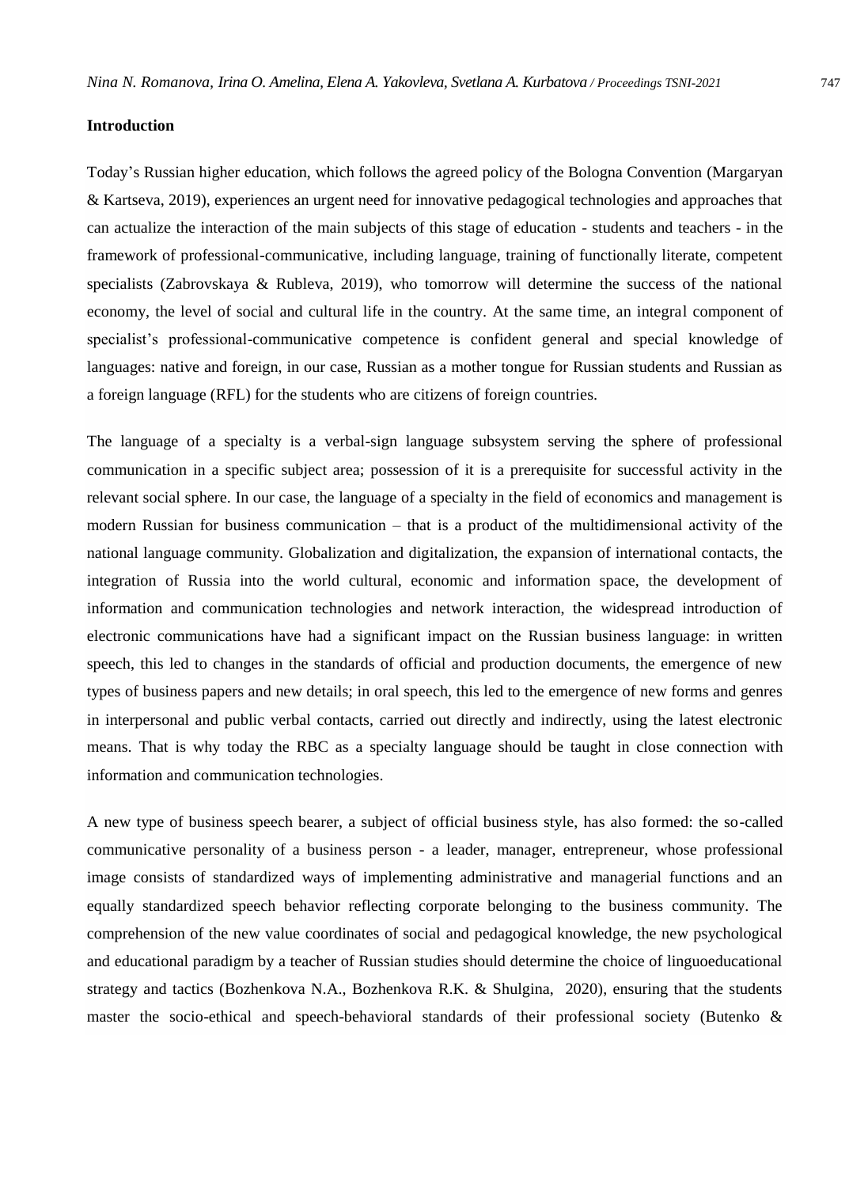## Introduction

Today's Russian higher education, which follows the agreed policy of the Bologna Convention (Margaryan & Kartseva, 2019), experiences an urgent need for innovative pedagogical technologies and approaches that can actualize the interaction of the main subjects of this stage of education - students and teachers - in the framework of professional-communicative, including language, training of functionally literate, competent specialists (Zabrovskaya & Rubleva, 2019), who tomorrow will determine the success of the national economy, the level of social and cultural life in the country. At the same time, an integral component of specialist's professional-communicative competence is confident general and special knowledge of languages: native and foreign, in our case, Russian as a mother tongue for Russian students and Russian as a foreign language (RFL) for the students who are citizens of foreign countries.

The language of a specialty is a verbal-sign language subsystem serving the sphere of professional communication in a specific subject area; possession of it is a prerequisite for successful activity in the relevant social sphere. In our case, the language of a specialty in the field of economics and management is modern Russian for business communication – that is a product of the multidimensional activity of the national language community. Globalization and digitalization, the expansion of international contacts, the integration of Russia into the world cultural, economic and information space, the development of information and communication technologies and network interaction, the widespread introduction of electronic communications have had a significant impact on the Russian business language: in written speech, this led to changes in the standards of official and production documents, the emergence of new types of business papers and new details; in oral speech, this led to the emergence of new forms and genres in interpersonal and public verbal contacts, carried out directly and indirectly, using the latest electronic means. That is why today the RBC as a specialty language should be taught in close connection with information and communication technologies.

A new type of business speech bearer, a subject of official business style, has also formed: the so-called communicative personality of a business person - a leader, manager, entrepreneur, whose professional image consists of standardized ways of implementing administrative and managerial functions and an equally standardized speech behavior reflecting corporate belonging to the business community. The comprehension of the new value coordinates of social and pedagogical knowledge, the new psychological and educational paradigm by a teacher of Russian studies should determine the choice of linguoeducational strategy and tactics (Bozhenkova N.A., Bozhenkova R.K. & Shulgina, 2020), ensuring that the students master the socio-ethical and speech-behavioral standards of their professional society (Butenko &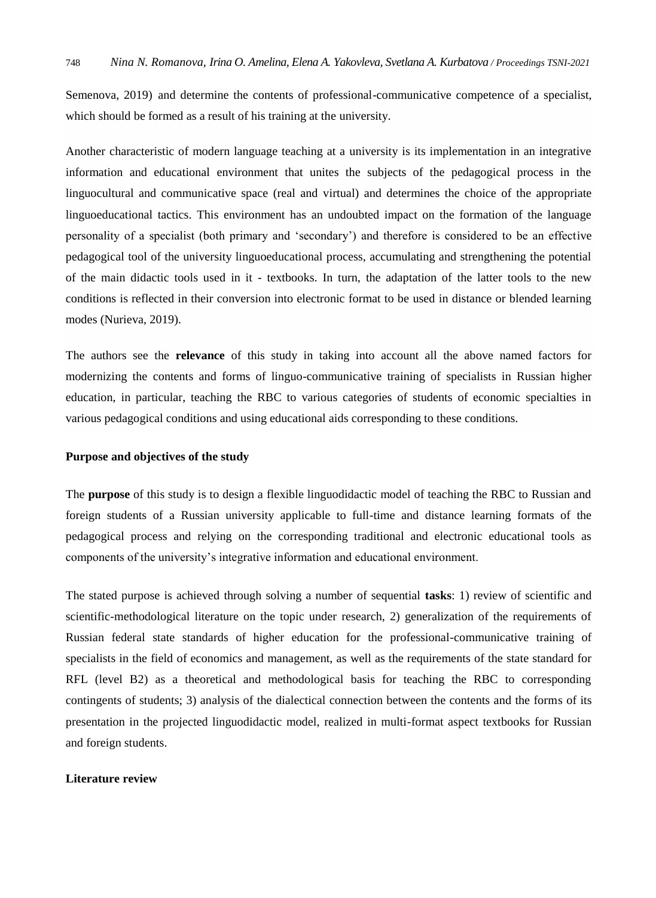Semenova, 2019) and determine the contents of professional-communicative competence of a specialist, which should be formed as a result of his training at the university.

Another characteristic of modern language teaching at a university is its implementation in an integrative information and educational environment that unites the subjects of the pedagogical process in the linguocultural and communicative space (real and virtual) and determines the choice of the appropriate linguoeducational tactics. This environment has an undoubted impact on the formation of the language personality of a specialist (both primary and 'secondary') and therefore is considered to be an effective pedagogical tool of the university linguoeducational process, accumulating and strengthening the potential of the main didactic tools used in it - textbooks. In turn, the adaptation of the latter tools to the new conditions is reflected in their conversion into electronic format to be used in distance or blended learning modes (Nurieva, 2019).

The authors see the **relevance** of this study in taking into account all the above named factors for modernizing the contents and forms of linguo-communicative training of specialists in Russian higher education, in particular, teaching the RBC to various categories of students of economic specialties in various pedagogical conditions and using educational aids corresponding to these conditions.

**Purpose and objectives of the study**

The **purpose** of this study is to design a flexible linguodidactic model of teaching the RBC to Russian and foreign students of a Russian university applicable to full-time and distance learning formats of the pedagogical process and relying on the corresponding traditional and electronic educational tools as components of the university's integrative information and educational environment.

The stated purpose is achieved through solving a number of sequential **tasks**: 1) review of scientific and scientific-methodological literature on the topic under research, 2) generalization of the requirements of Russian federal state standards of higher education for the professional-communicative training of specialists in the field of economics and management, as well as the requirements of the state standard for RFL (level B2) as a theoretical and methodological basis for teaching the RBC to corresponding contingents of students; 3) analysis of the dialectical connection between the contents and the forms of its presentation in the projected linguodidactic model, realized in multi-format aspect textbooks for Russian and foreign students.

**Literature review**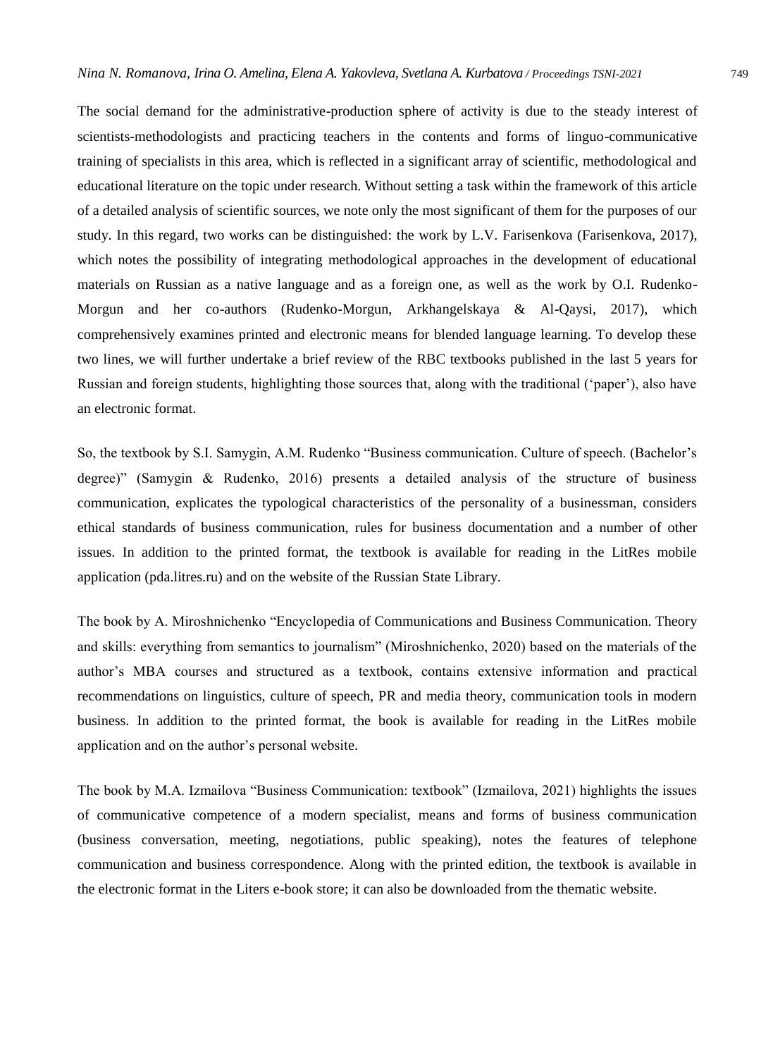The social demand for the administrative-production sphere of activity is due to the steady interest of scientists-methodologists and practicing teachers in the contents and forms of linguo-communicative training of specialists in this area, which is reflected in a significant array of scientific, methodological and educational literature on the topic under research. Without setting a task within the framework of this article of a detailed analysis of scientific sources, we note only the most significant of them for the purposes of our study. In this regard, two works can be distinguished: the work by L.V. Farisenkova (Farisenkova, 2017), which notes the possibility of integrating methodological approaches in the development of educational materials on Russian as a native language and as a foreign one, as well as the work by O.I. Rudenko-Morgun and her co-authors (Rudenko-Morgun, Arkhangelskaya & Al-Qaysi, 2017), which comprehensively examines printed and electronic means for blended language learning. To develop these two lines, we will further undertake a brief review of the RBC textbooks published in the last 5 years for Russian and foreign students, highlighting those sources that, along with the traditional ('paper'), also have an electronic format.

So, the textbook by S.I. Samygin, A.M. Rudenko "Business communication. Culture of speech. (Bachelor's degree)" (Samygin & Rudenko, 2016) presents a detailed analysis of the structure of business communication, explicates the typological characteristics of the personality of a businessman, considers ethical standards of business communication, rules for business documentation and a number of other issues. In addition to the printed format, the textbook is available for reading in the LitRes mobile application (pda.litres.ru) and on the website of the Russian State Library.

The book by A. Miroshnichenko "Encyclopedia of Communications and Business Communication. Theory and skills: everything from semantics to journalism" (Miroshnichenko, 2020) based on the materials of the author's MBA courses and structured as a textbook, contains extensive information and practical recommendations on linguistics, culture of speech, PR and media theory, communication tools in modern business. In addition to the printed format, the book is available for reading in the LitRes mobile application and on the author's personal website.

The book by M.A. Izmailova "Business Communication: textbook" (Izmailova, 2021) highlights the issues of communicative competence of a modern specialist, means and forms of business communication (business conversation, meeting, negotiations, public speaking), notes the features of telephone communication and business correspondence. Along with the printed edition, the textbook is available in the electronic format in the Liters e-book store; it can also be downloaded from the thematic website.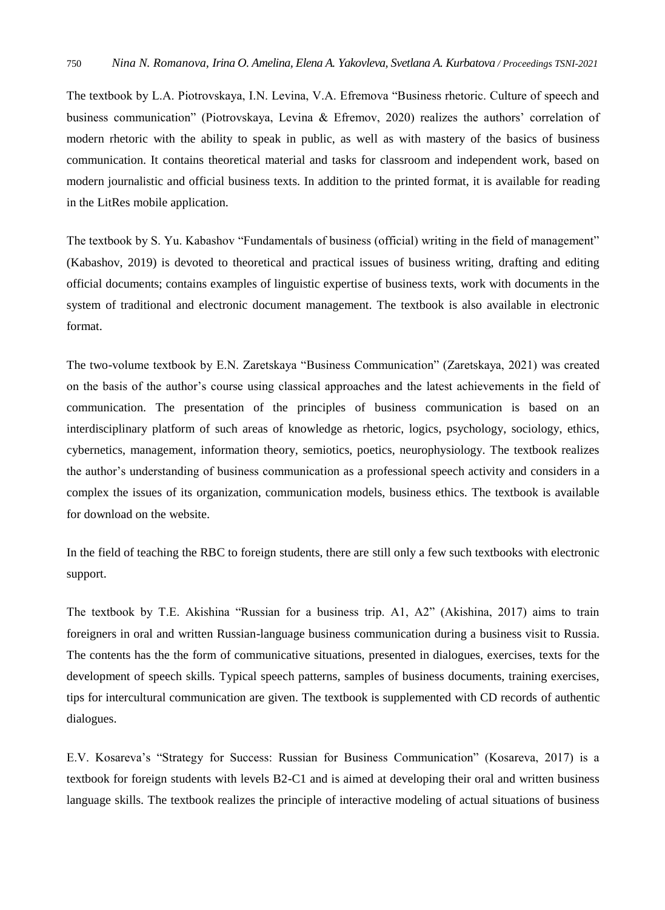The textbook by L.A. Piotrovskaya, I.N. Levina, V.A. Efremova "Business rhetoric. Culture of speech and business communication" (Piotrovskaya, Levina & Efremov, 2020) realizes the authors' correlation of modern rhetoric with the ability to speak in public, as well as with mastery of the basics of business communication. It contains theoretical material and tasks for classroom and independent work, based on modern journalistic and official business texts. In addition to the printed format, it is available for reading in the LitRes mobile application.

The textbook by S. Yu. Kabashov "Fundamentals of business (official) writing in the field of management" (Kabashov, 2019) is devoted to theoretical and practical issues of business writing, drafting and editing official documents; contains examples of linguistic expertise of business texts, work with documents in the system of traditional and electronic document management. The textbook is also available in electronic format.

The two-volume textbook by E.N. Zaretskaya "Business Communication" (Zaretskaya, 2021) was created on the basis of the author's course using classical approaches and the latest achievements in the field of communication. The presentation of the principles of business communication is based on an interdisciplinary platform of such areas of knowledge as rhetoric, logics, psychology, sociology, ethics, cybernetics, management, information theory, semiotics, poetics, neurophysiology. The textbook realizes the author's understanding of business communication as a professional speech activity and considers in a complex the issues of its organization, communication models, business ethics. The textbook is available for download on the website.

In the field of teaching the RBC to foreign students, there are still only a few such textbooks with electronic support.

The textbook by T.E. Akishina "Russian for a business trip. A1, A2" (Akishina, 2017) aims to train foreigners in oral and written Russian-language business communication during a business visit to Russia. The contents has the the form of communicative situations, presented in dialogues, exercises, texts for the development of speech skills. Typical speech patterns, samples of business documents, training exercises, tips for intercultural communication are given. The textbook is supplemented with CD records of authentic dialogues.

E.V. Kosareva's "Strategy for Success: Russian for Business Communication" (Kosareva, 2017) is a textbook for foreign students with levels B2-C1 and is aimed at developing their oral and written business language skills. The textbook realizes the principle of interactive modeling of actual situations of business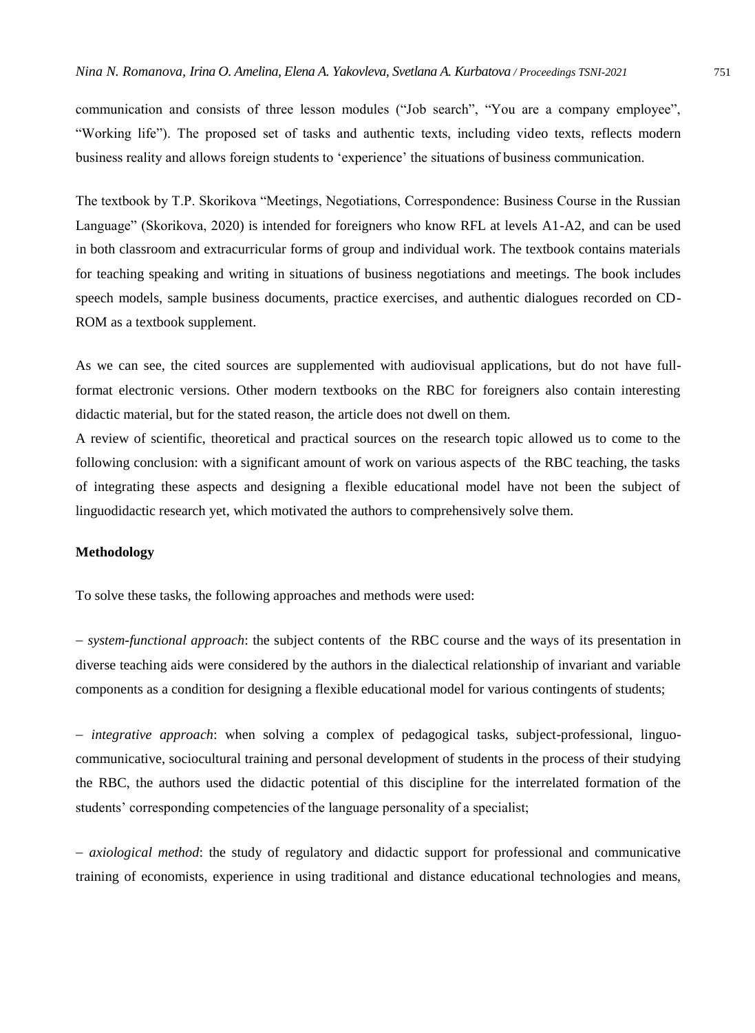communication and consists of three lesson modules (“Job search”, “You are a company employee”, “Working life”). The proposed set of tasks and authentic texts, including video texts, reflects modern business reality and allows foreign students to ‘experience’ the situations of business communication.

The textbook by T.P. Skorikova “Meetings, Negotiations, Correspondence: Business Course in the Russian Language” (Skorikova, 2020) is intended for foreigners who know RFL at levels A1-A2, and can be used in both classroom and extracurricular forms of group and individual work. The textbook contains materials for teaching speaking and writing in situations of business negotiations and meetings. The book includes speech models, sample business documents, practice exercises, and authentic dialogues recorded on CD-ROM as a textbook supplement.

As we can see, the cited sources are supplemented with audiovisual applications, but do not have full-format electronic versions. Other modern textbooks on the RBC for foreigners also contain interesting didactic material, but for the stated reason, the article does not dwell on them.

A review of scientific, theoretical and practical sources on the research topic allowed us to come to the following conclusion: with a significant amount of work on various aspects of the RBC teaching, the tasks of integrating these aspects and designing a flexible educational model have not been the subject of linguodidactic research yet, which motivated the authors to comprehensively solve them.

## Methodology

To solve these tasks, the following approaches and methods were used:

– *system-functional approach*: the subject contents of the RBC course and the ways of its presentation in diverse teaching aids were considered by the authors in the dialectical relationship of invariant and variable components as a condition for designing a flexible educational model for various contingents of students;

– *integrative approach*: when solving a complex of pedagogical tasks, subject-professional, linguo-communicative, sociocultural training and personal development of students in the process of their studying the RBC, the authors used the didactic potential of this discipline for the interrelated formation of the students’ corresponding competencies of the language personality of a specialist;

– *axiological method*: the study of regulatory and didactic support for professional and communicative training of economists, experience in using traditional and distance educational technologies and means,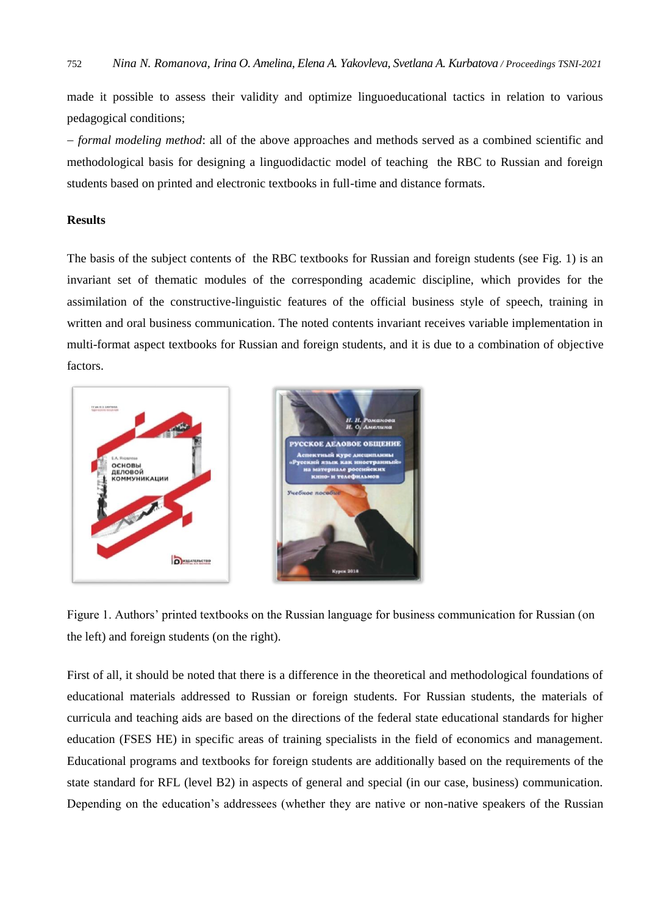made it possible to assess their validity and optimize linguoeducational tactics in relation to various pedagogical conditions;

– *formal modeling method*: all of the above approaches and methods served as a combined scientific and methodological basis for designing a linguodidactic model of teaching the RBC to Russian and foreign students based on printed and electronic textbooks in full-time and distance formats.

## Results

The basis of the subject contents of the RBC textbooks for Russian and foreign students (see Fig. 1) is an invariant set of thematic modules of the corresponding academic discipline, which provides for the assimilation of the constructive-linguistic features of the official business style of speech, training in written and oral business communication. The noted contents invariant receives variable implementation in multi-format aspect textbooks for Russian and foreign students, and it is due to a combination of objective factors.

Figure 1. Authors' printed textbooks on the Russian language for business communication for Russian (on the left) and foreign students (on the right).

First of all, it should be noted that there is a difference in the theoretical and methodological foundations of educational materials addressed to Russian or foreign students. For Russian students, the materials of curricula and teaching aids are based on the directions of the federal state educational standards for higher education (FSES HE) in specific areas of training specialists in the field of economics and management. Educational programs and textbooks for foreign students are additionally based on the requirements of the state standard for RFL (level B2) in aspects of general and special (in our case, business) communication. Depending on the education's addressees (whether they are native or non-native speakers of the Russian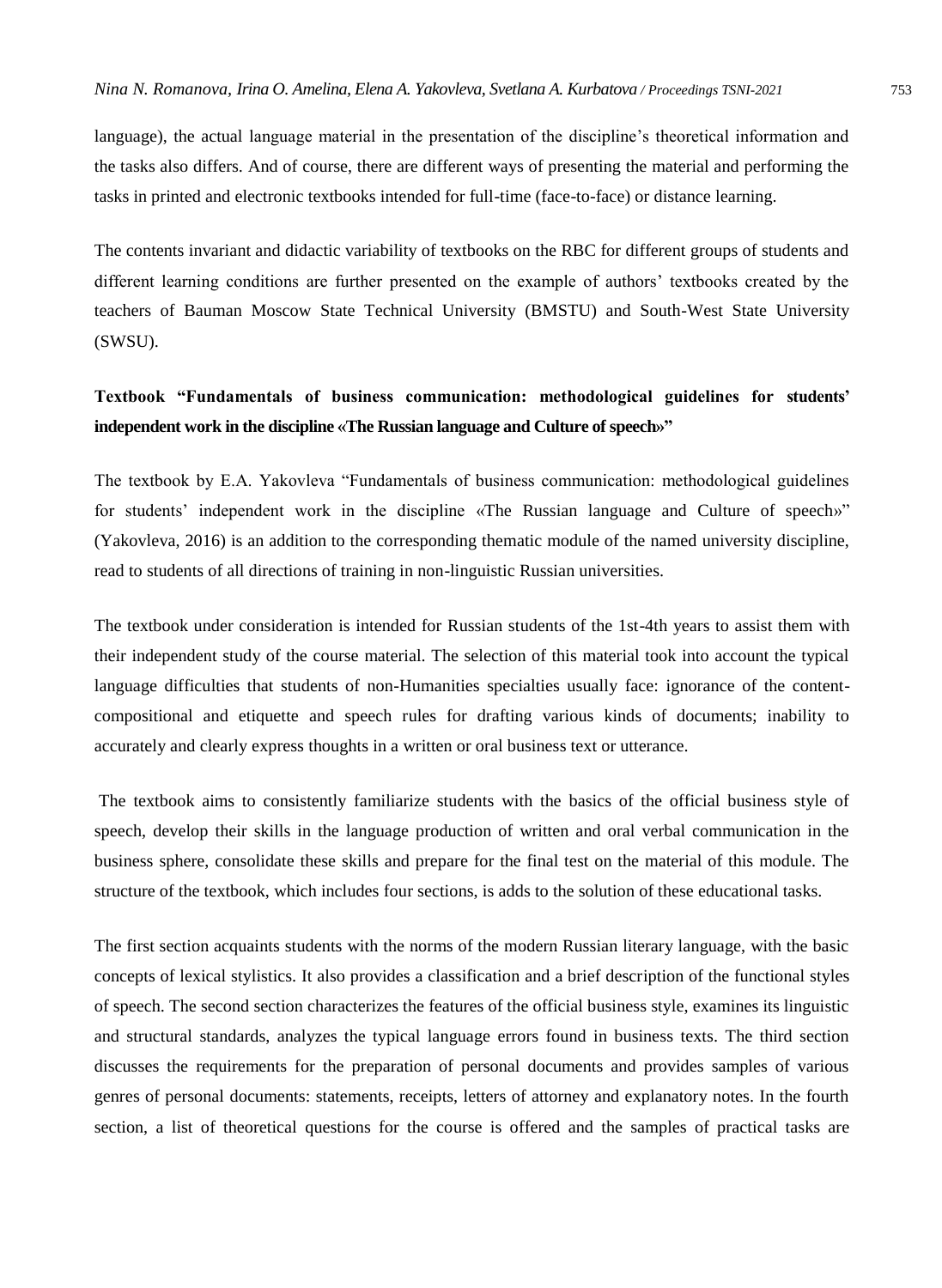language), the actual language material in the presentation of the discipline's theoretical information and the tasks also differs. And of course, there are different ways of presenting the material and performing the tasks in printed and electronic textbooks intended for full-time (face-to-face) or distance learning.

The contents invariant and didactic variability of textbooks on the RBC for different groups of students and different learning conditions are further presented on the example of authors' textbooks created by the teachers of Bauman Moscow State Technical University (BMSTU) and South-West State University (SWSU).

**Textbook "Fundamentals of business communication: methodological guidelines for students' independent work in the discipline «The Russian language and Culture of speech»"**

The textbook by E.A. Yakovleva "Fundamentals of business communication: methodological guidelines for students' independent work in the discipline «The Russian language and Culture of speech»" (Yakovleva, 2016) is an addition to the corresponding thematic module of the named university discipline, read to students of all directions of training in non-linguistic Russian universities.

The textbook under consideration is intended for Russian students of the 1st-4th years to assist them with their independent study of the course material. The selection of this material took into account the typical language difficulties that students of non-Humanities specialties usually face: ignorance of the content-compositional and etiquette and speech rules for drafting various kinds of documents; inability to accurately and clearly express thoughts in a written or oral business text or utterance.

The textbook aims to consistently familiarize students with the basics of the official business style of speech, develop their skills in the language production of written and oral verbal communication in the business sphere, consolidate these skills and prepare for the final test on the material of this module. The structure of the textbook, which includes four sections, is adds to the solution of these educational tasks.

The first section acquaints students with the norms of the modern Russian literary language, with the basic concepts of lexical stylistics. It also provides a classification and a brief description of the functional styles of speech. The second section characterizes the features of the official business style, examines its linguistic and structural standards, analyzes the typical language errors found in business texts. The third section discusses the requirements for the preparation of personal documents and provides samples of various genres of personal documents: statements, receipts, letters of attorney and explanatory notes. In the fourth section, a list of theoretical questions for the course is offered and the samples of practical tasks are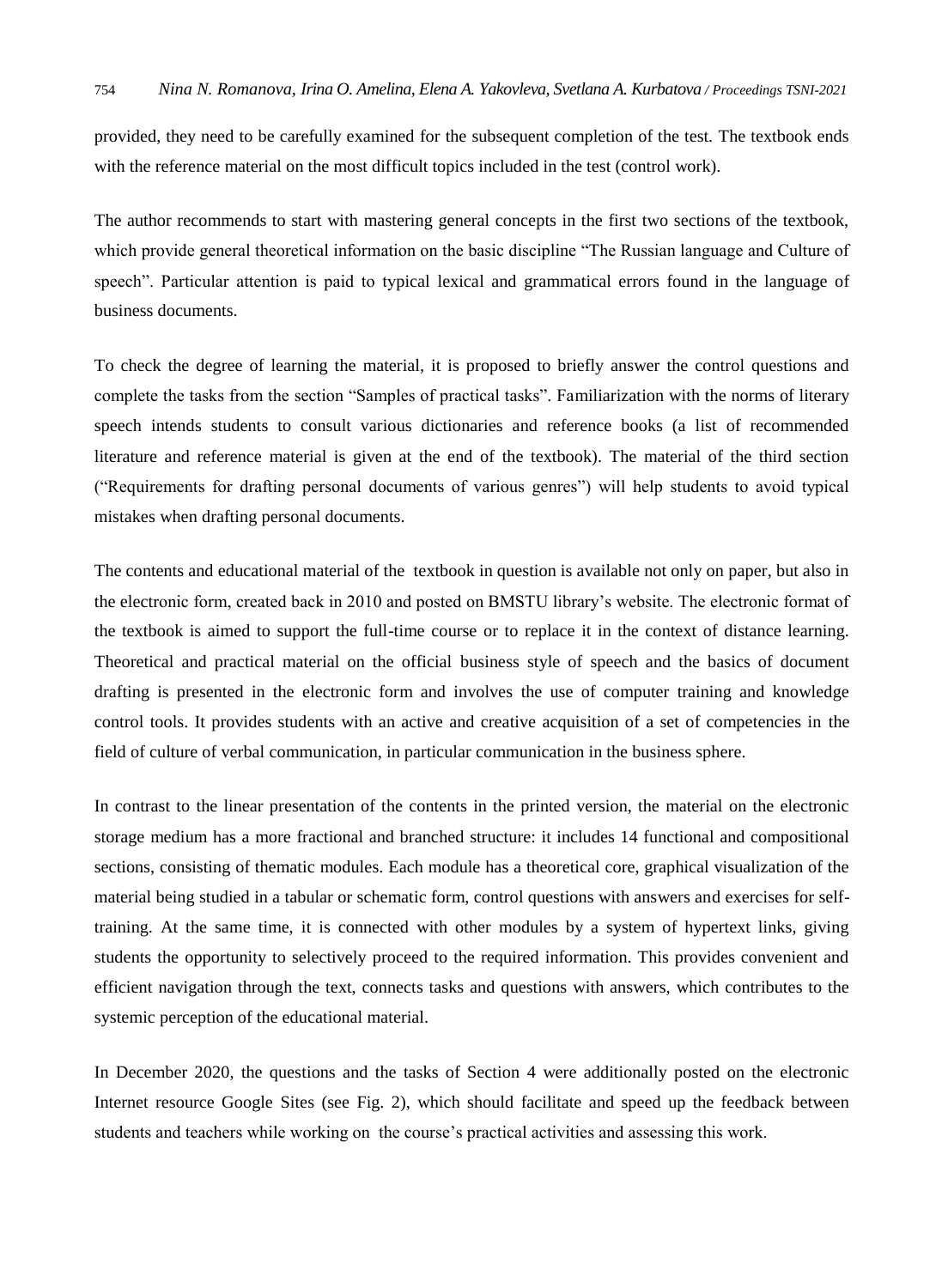provided, they need to be carefully examined for the subsequent completion of the test. The textbook ends with the reference material on the most difficult topics included in the test (control work).

The author recommends to start with mastering general concepts in the first two sections of the textbook, which provide general theoretical information on the basic discipline "The Russian language and Culture of speech". Particular attention is paid to typical lexical and grammatical errors found in the language of business documents.

To check the degree of learning the material, it is proposed to briefly answer the control questions and complete the tasks from the section "Samples of practical tasks". Familiarization with the norms of literary speech intends students to consult various dictionaries and reference books (a list of recommended literature and reference material is given at the end of the textbook). The material of the third section ("Requirements for drafting personal documents of various genres") will help students to avoid typical mistakes when drafting personal documents.

The contents and educational material of the textbook in question is available not only on paper, but also in the electronic form, created back in 2010 and posted on BMSTU library's website. The electronic format of the textbook is aimed to support the full-time course or to replace it in the context of distance learning. Theoretical and practical material on the official business style of speech and the basics of document drafting is presented in the electronic form and involves the use of computer training and knowledge control tools. It provides students with an active and creative acquisition of a set of competencies in the field of culture of verbal communication, in particular communication in the business sphere.

In contrast to the linear presentation of the contents in the printed version, the material on the electronic storage medium has a more fractional and branched structure: it includes 14 functional and compositional sections, consisting of thematic modules. Each module has a theoretical core, graphical visualization of the material being studied in a tabular or schematic form, control questions with answers and exercises for self-training. At the same time, it is connected with other modules by a system of hypertext links, giving students the opportunity to selectively proceed to the required information. This provides convenient and efficient navigation through the text, connects tasks and questions with answers, which contributes to the systemic perception of the educational material.

In December 2020, the questions and the tasks of Section 4 were additionally posted on the electronic Internet resource Google Sites (see Fig. 2), which should facilitate and speed up the feedback between students and teachers while working on the course's practical activities and assessing this work.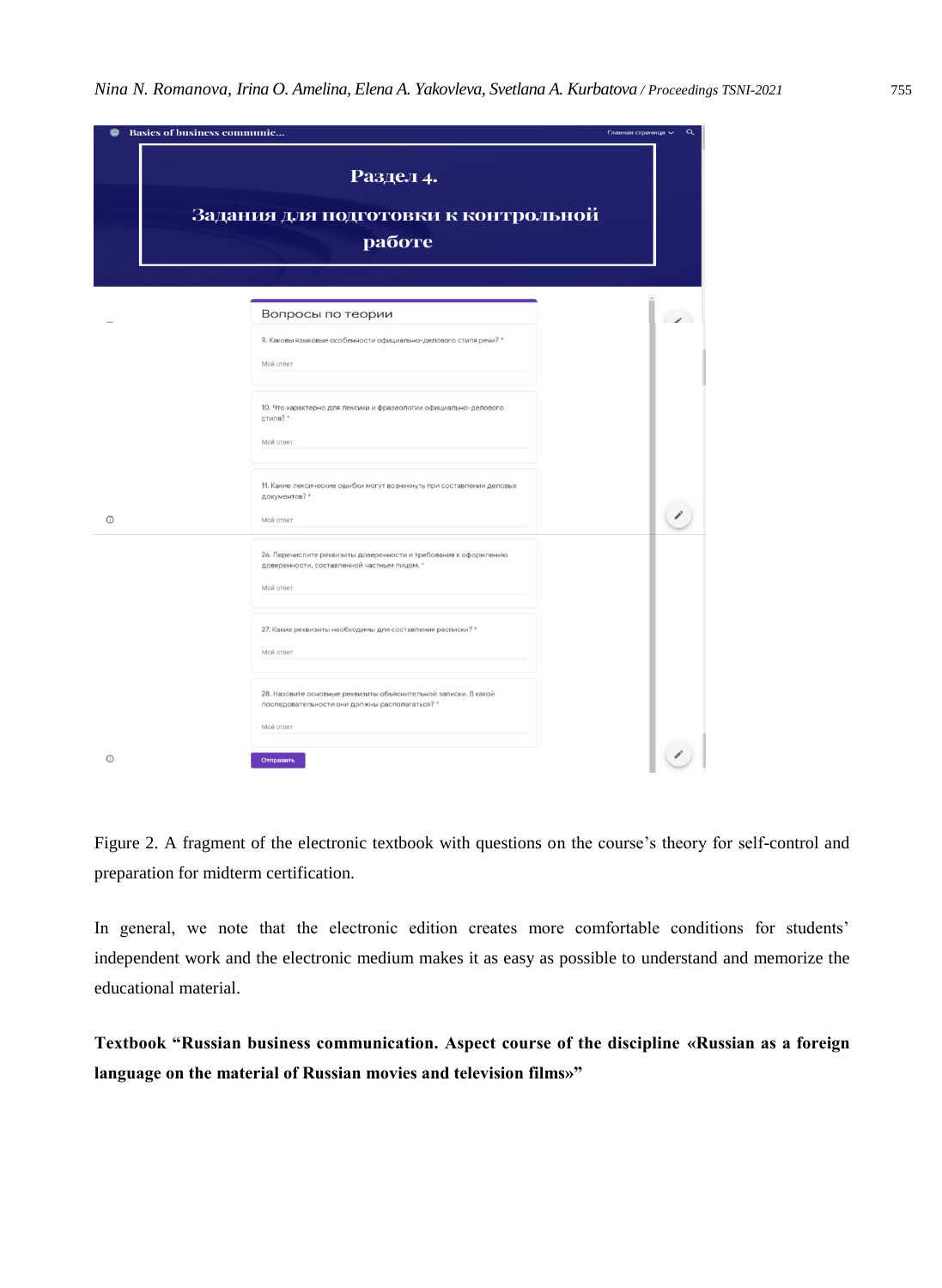Figure 2. A fragment of the electronic textbook with questions on the course's theory for self-control and preparation for midterm certification.

In general, we note that the electronic edition creates more comfortable conditions for students' independent work and the electronic medium makes it as easy as possible to understand and memorize the educational material.

**Textbook "Russian business communication. Aspect course of the discipline «Russian as a foreign language on the material of Russian movies and television films»"**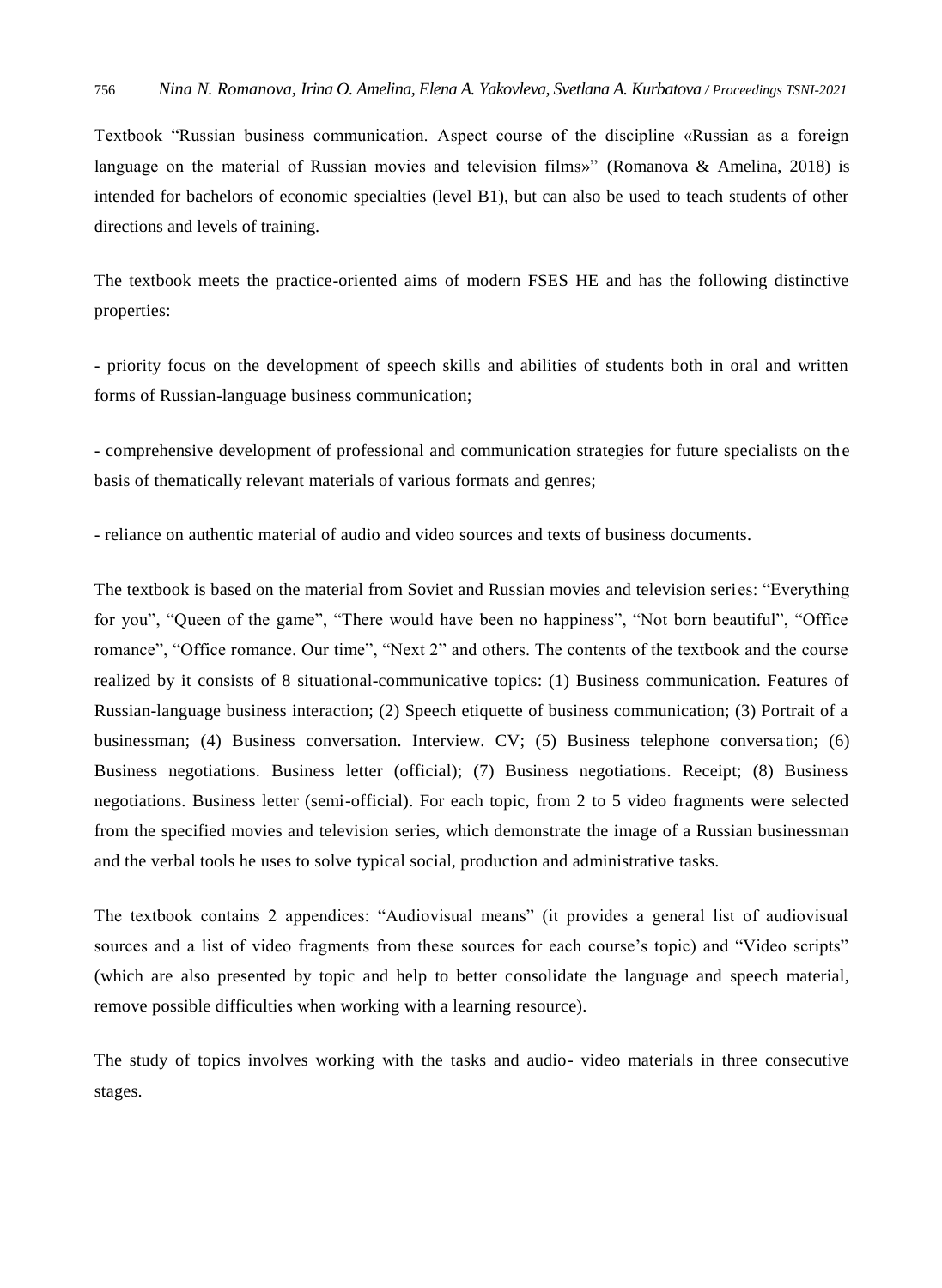Textbook “Russian business communication. Aspect course of the discipline «Russian as a foreign language on the material of Russian movies and television films»” (Romanova & Amelina, 2018) is intended for bachelors of economic specialties (level B1), but can also be used to teach students of other directions and levels of training.

The textbook meets the practice-oriented aims of modern FSES HE and has the following distinctive properties:

- priority focus on the development of speech skills and abilities of students both in oral and written forms of Russian-language business communication;

- comprehensive development of professional and communication strategies for future specialists on the basis of thematically relevant materials of various formats and genres;

- reliance on authentic material of audio and video sources and texts of business documents.

The textbook is based on the material from Soviet and Russian movies and television series: “Everything for you”, “Queen of the game”, “There would have been no happiness”, “Not born beautiful”, “Office romance”, “Office romance. Our time”, “Next 2” and others. The contents of the textbook and the course realized by it consists of 8 situational-communicative topics: (1) Business communication. Features of Russian-language business interaction; (2) Speech etiquette of business communication; (3) Portrait of a businessman; (4) Business conversation. Interview. CV; (5) Business telephone conversation; (6) Business negotiations. Business letter (official); (7) Business negotiations. Receipt; (8) Business negotiations. Business letter (semi-official). For each topic, from 2 to 5 video fragments were selected from the specified movies and television series, which demonstrate the image of a Russian businessman and the verbal tools he uses to solve typical social, production and administrative tasks.

The textbook contains 2 appendices: “Audiovisual means” (it provides a general list of audiovisual sources and a list of video fragments from these sources for each course’s topic) and “Video scripts” (which are also presented by topic and help to better consolidate the language and speech material, remove possible difficulties when working with a learning resource).

The study of topics involves working with the tasks and audio- video materials in three consecutive stages.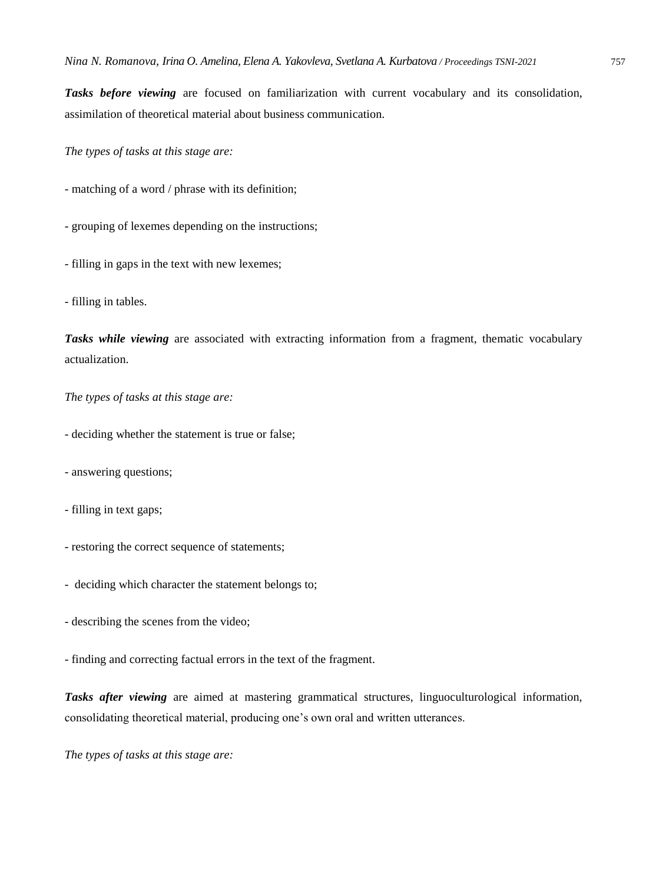***Tasks before viewing*** are focused on familiarization with current vocabulary and its consolidation, assimilation of theoretical material about business communication.

*The types of tasks at this stage are:*

- matching of a word / phrase with its definition;

- grouping of lexemes depending on the instructions;

- filling in gaps in the text with new lexemes;

- filling in tables.

***Tasks while viewing*** are associated with extracting information from a fragment, thematic vocabulary actualization.

*The types of tasks at this stage are:*

- deciding whether the statement is true or false;

- answering questions;

- filling in text gaps;

- restoring the correct sequence of statements;

- deciding which character the statement belongs to;

- describing the scenes from the video;

- finding and correcting factual errors in the text of the fragment.

***Tasks after viewing*** are aimed at mastering grammatical structures, linguoculturological information, consolidating theoretical material, producing one's own oral and written utterances.

*The types of tasks at this stage are:*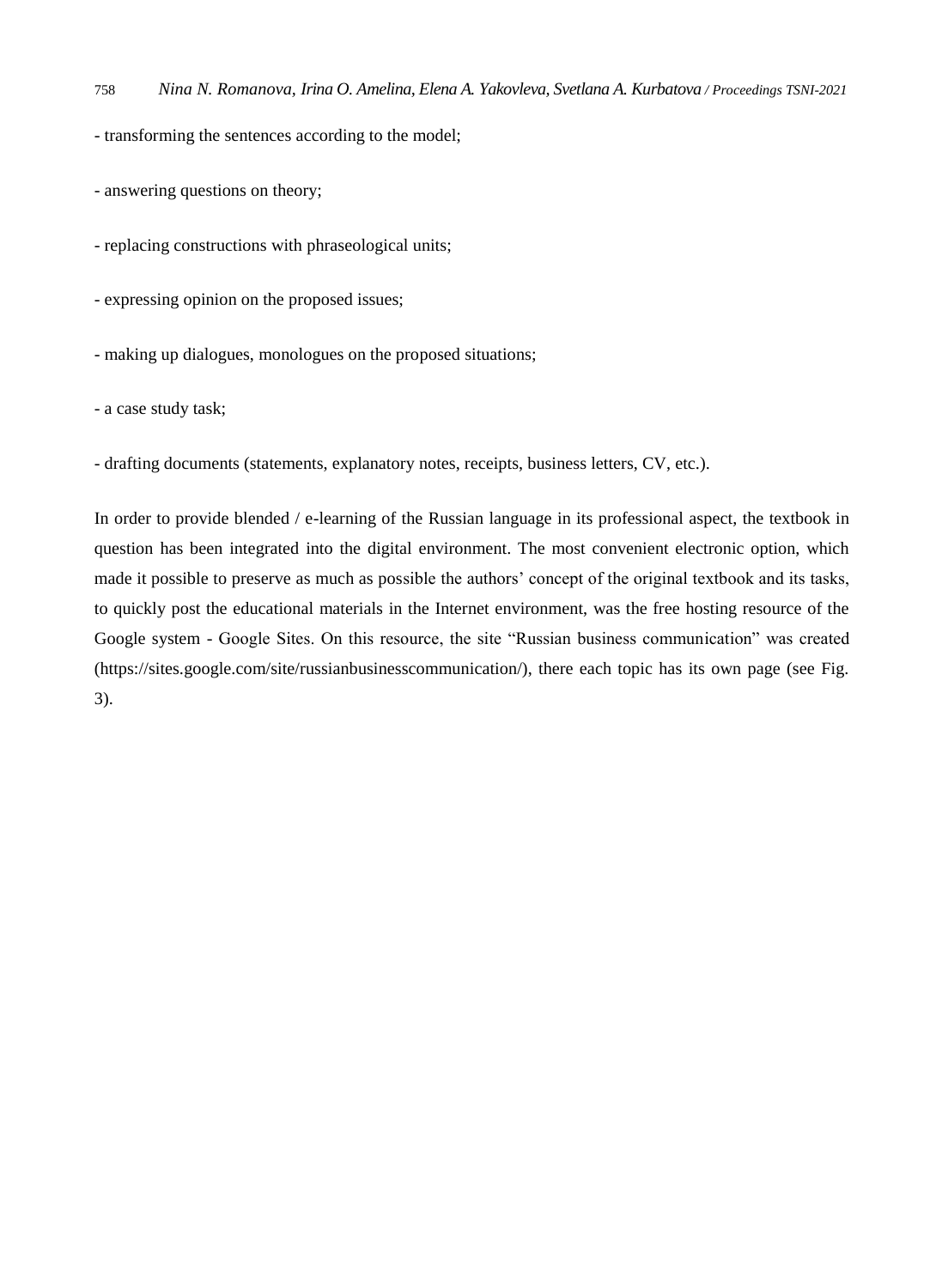- transforming the sentences according to the model;

- answering questions on theory;

- replacing constructions with phraseological units;

- expressing opinion on the proposed issues;

- making up dialogues, monologues on the proposed situations;

- a case study task;

- drafting documents (statements, explanatory notes, receipts, business letters, CV, etc.).

In order to provide blended / e-learning of the Russian language in its professional aspect, the textbook in question has been integrated into the digital environment. The most convenient electronic option, which made it possible to preserve as much as possible the authors' concept of the original textbook and its tasks, to quickly post the educational materials in the Internet environment, was the free hosting resource of the Google system - Google Sites. On this resource, the site "Russian business communication" was created (https://sites.google.com/site/russianbusinesscommunication/), there each topic has its own page (see Fig. 3).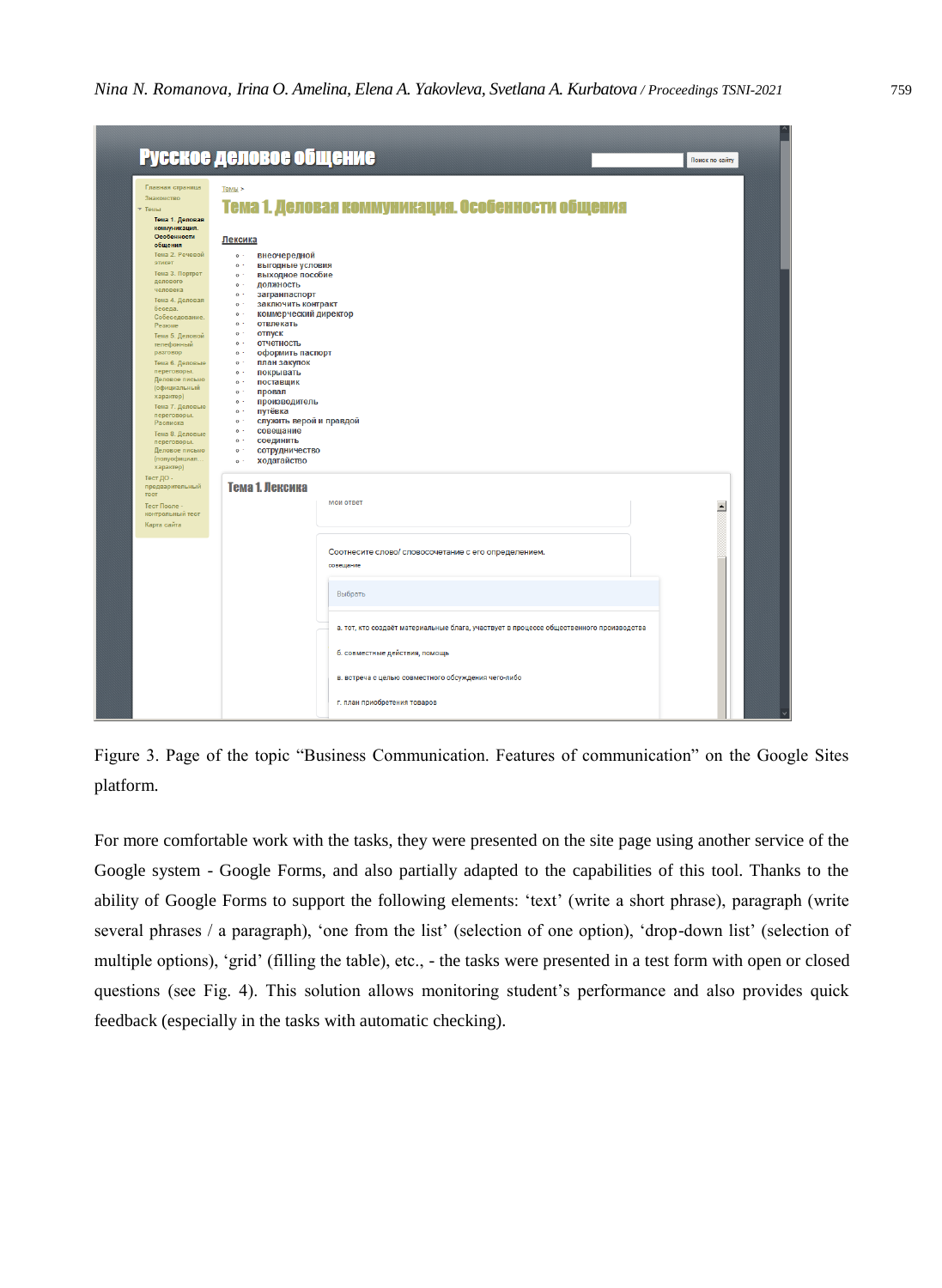Figure 3. Page of the topic "Business Communication. Features of communication" on the Google Sites platform.

For more comfortable work with the tasks, they were presented on the site page using another service of the Google system - Google Forms, and also partially adapted to the capabilities of this tool. Thanks to the ability of Google Forms to support the following elements: 'text' (write a short phrase), paragraph (write several phrases / a paragraph), 'one from the list' (selection of one option), 'drop-down list' (selection of multiple options), 'grid' (filling the table), etc., - the tasks were presented in a test form with open or closed questions (see Fig. 4). This solution allows monitoring student's performance and also provides quick feedback (especially in the tasks with automatic checking).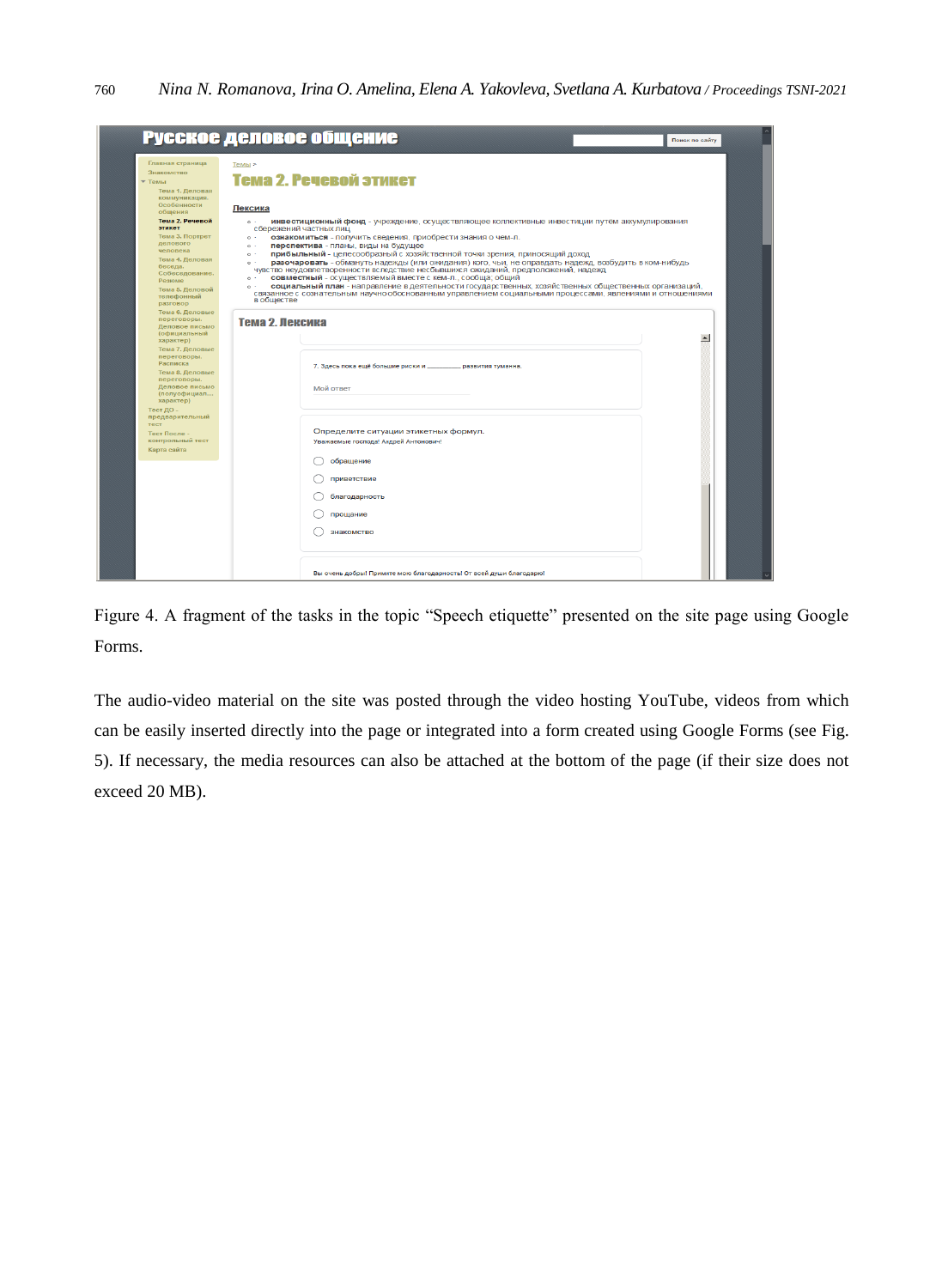Figure 4. A fragment of the tasks in the topic "Speech etiquette" presented on the site page using Google Forms.

The audio-video material on the site was posted through the video hosting YouTube, videos from which can be easily inserted directly into the page or integrated into a form created using Google Forms (see Fig. 5). If necessary, the media resources can also be attached at the bottom of the page (if their size does not exceed 20 MB).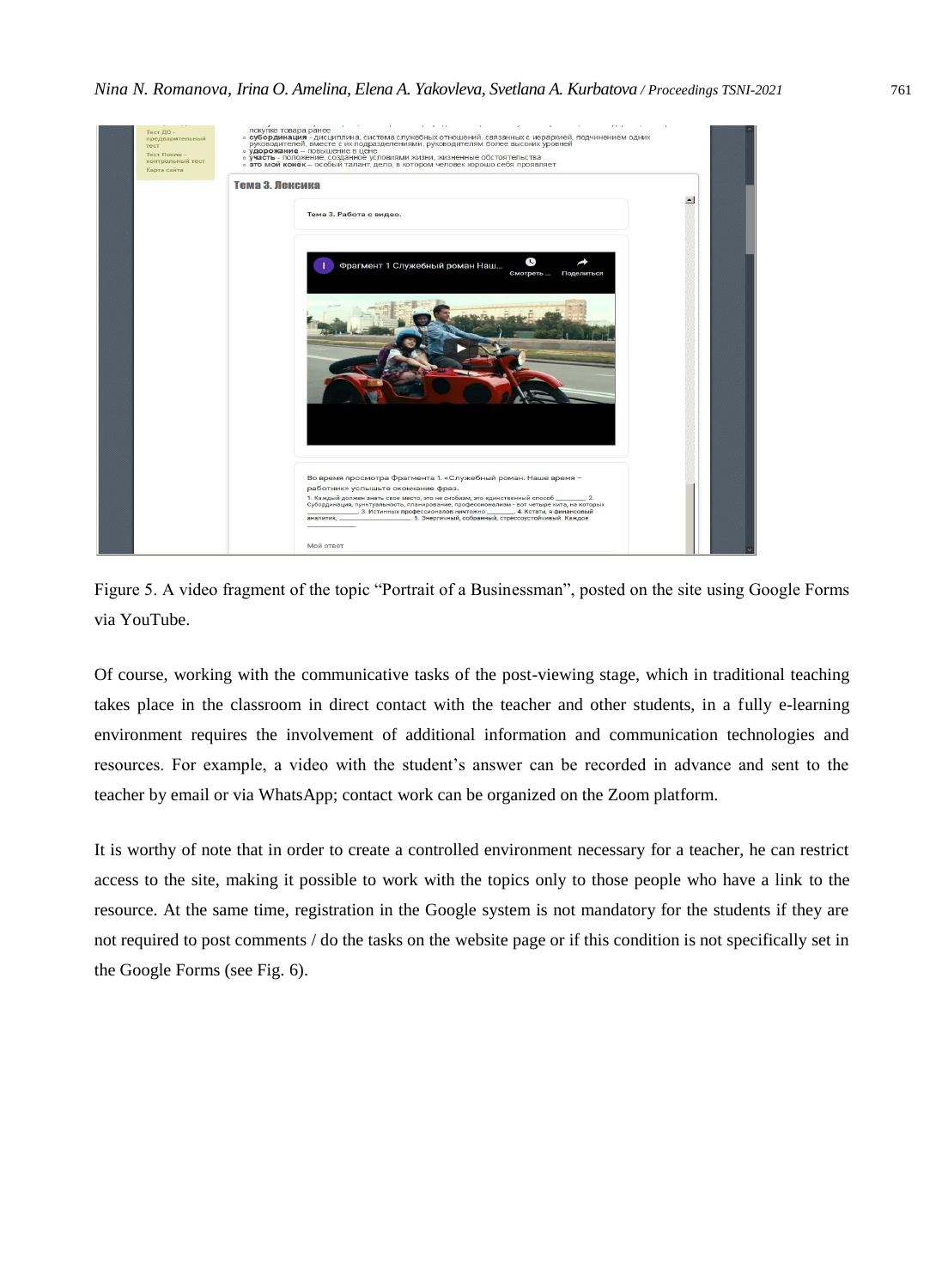Figure 5. A video fragment of the topic "Portrait of a Businessman", posted on the site using Google Forms via YouTube.

Of course, working with the communicative tasks of the post-viewing stage, which in traditional teaching takes place in the classroom in direct contact with the teacher and other students, in a fully e-learning environment requires the involvement of additional information and communication technologies and resources. For example, a video with the student's answer can be recorded in advance and sent to the teacher by email or via WhatsApp; contact work can be organized on the Zoom platform.

It is worthy of note that in order to create a controlled environment necessary for a teacher, he can restrict access to the site, making it possible to work with the topics only to those people who have a link to the resource. At the same time, registration in the Google system is not mandatory for the students if they are not required to post comments / do the tasks on the website page or if this condition is not specifically set in the Google Forms (see Fig. 6).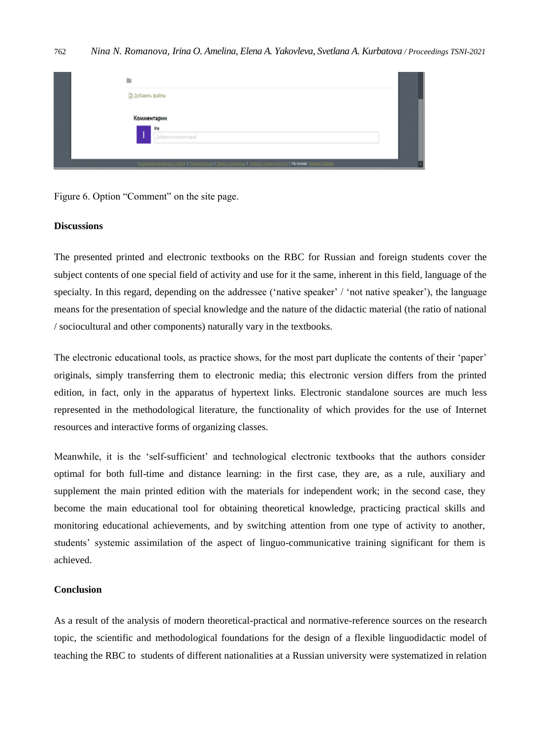Figure 6. Option “Comment” on the site page.

**Discussions**

The presented printed and electronic textbooks on the RBC for Russian and foreign students cover the subject contents of one special field of activity and use for it the same, inherent in this field, language of the specialty. In this regard, depending on the addressee (‘native speaker’ / ‘not native speaker’), the language means for the presentation of special knowledge and the nature of the didactic material (the ratio of national / sociocultural and other components) naturally vary in the textbooks.

The electronic educational tools, as practice shows, for the most part duplicate the contents of their ‘paper’ originals, simply transferring them to electronic media; this electronic version differs from the printed edition, in fact, only in the apparatus of hypertext links. Electronic standalone sources are much less represented in the methodological literature, the functionality of which provides for the use of Internet resources and interactive forms of organizing classes.

Meanwhile, it is the ‘self-sufficient’ and technological electronic textbooks that the authors consider optimal for both full-time and distance learning: in the first case, they are, as a rule, auxiliary and supplement the main printed edition with the materials for independent work; in the second case, they become the main educational tool for obtaining theoretical knowledge, practicing practical skills and monitoring educational achievements, and by switching attention from one type of activity to another, students’ systemic assimilation of the aspect of linguo-communicative training significant for them is achieved.

**Conclusion**

As a result of the analysis of modern theoretical-practical and normative-reference sources on the research topic, the scientific and methodological foundations for the design of a flexible linguodidactic model of teaching the RBC to students of different nationalities at a Russian university were systematized in relation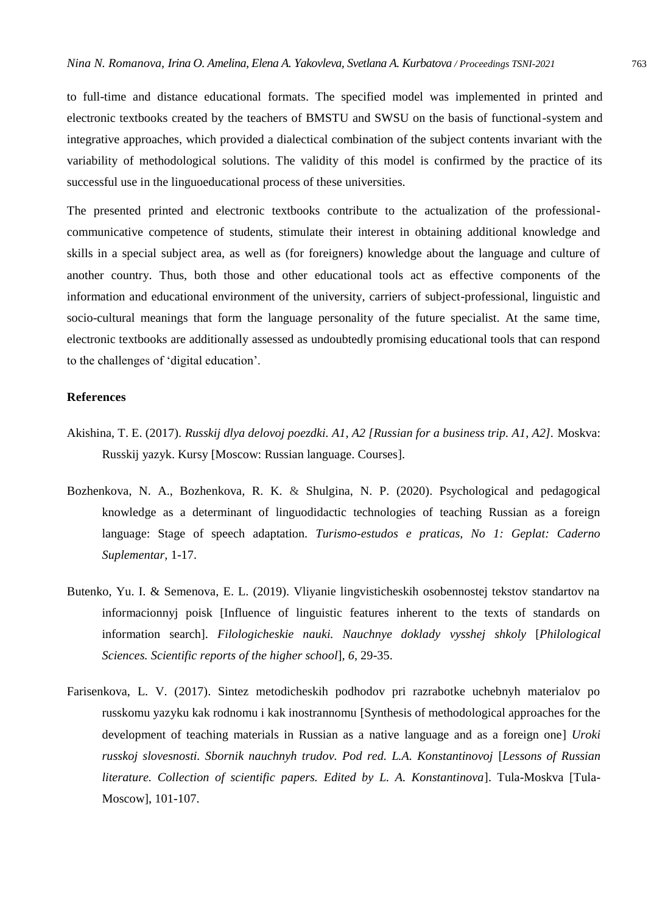to full-time and distance educational formats. The specified model was implemented in printed and electronic textbooks created by the teachers of BMSTU and SWSU on the basis of functional-system and integrative approaches, which provided a dialectical combination of the subject contents invariant with the variability of methodological solutions. The validity of this model is confirmed by the practice of its successful use in the linguoeducational process of these universities.

The presented printed and electronic textbooks contribute to the actualization of the professional-communicative competence of students, stimulate their interest in obtaining additional knowledge and skills in a special subject area, as well as (for foreigners) knowledge about the language and culture of another country. Thus, both those and other educational tools act as effective components of the information and educational environment of the university, carriers of subject-professional, linguistic and socio-cultural meanings that form the language personality of the future specialist. At the same time, electronic textbooks are additionally assessed as undoubtedly promising educational tools that can respond to the challenges of 'digital education'.

## References

Akishina, T. E. (2017). *Russkij dlya delovoj poezdki. A1, A2 [Russian for a business trip. A1, A2].* Moskva: Russkij yazyk. Kursy [Moscow: Russian language. Courses].

Bozhenkova, N. A., Bozhenkova, R. K. & Shulgina, N. P. (2020). Psychological and pedagogical knowledge as a determinant of linguodidactic technologies of teaching Russian as a foreign language: Stage of speech adaptation. *Turismo-estudos e praticas, No 1: Geplat: Caderno Suplementar*, 1-17.

Butenko, Yu. I. & Semenova, E. L. (2019). Vliyanie lingvisticheskih osobennostej tekstov standartov na informacionnyj poisk [Influence of linguistic features inherent to the texts of standards on information search]. *Filologicheskie nauki. Nauchnye doklady vysshej shkoly* [*Philological Sciences. Scientific reports of the higher school*], *6*, 29-35.

Farisenkova, L. V. (2017). Sintez metodicheskih podhodov pri razrabotke uchebnyh materialov po russkomu yazyku kak rodnomu i kak inostrannomu [Synthesis of methodological approaches for the development of teaching materials in Russian as a native language and as a foreign one] *Uroki russkoj slovesnosti. Sbornik nauchnyh trudov. Pod red. L.A. Konstantinovoj* [*Lessons of Russian literature. Collection of scientific papers. Edited by L. A. Konstantinova*]. Tula-Moskva [Tula-Moscow], 101-107.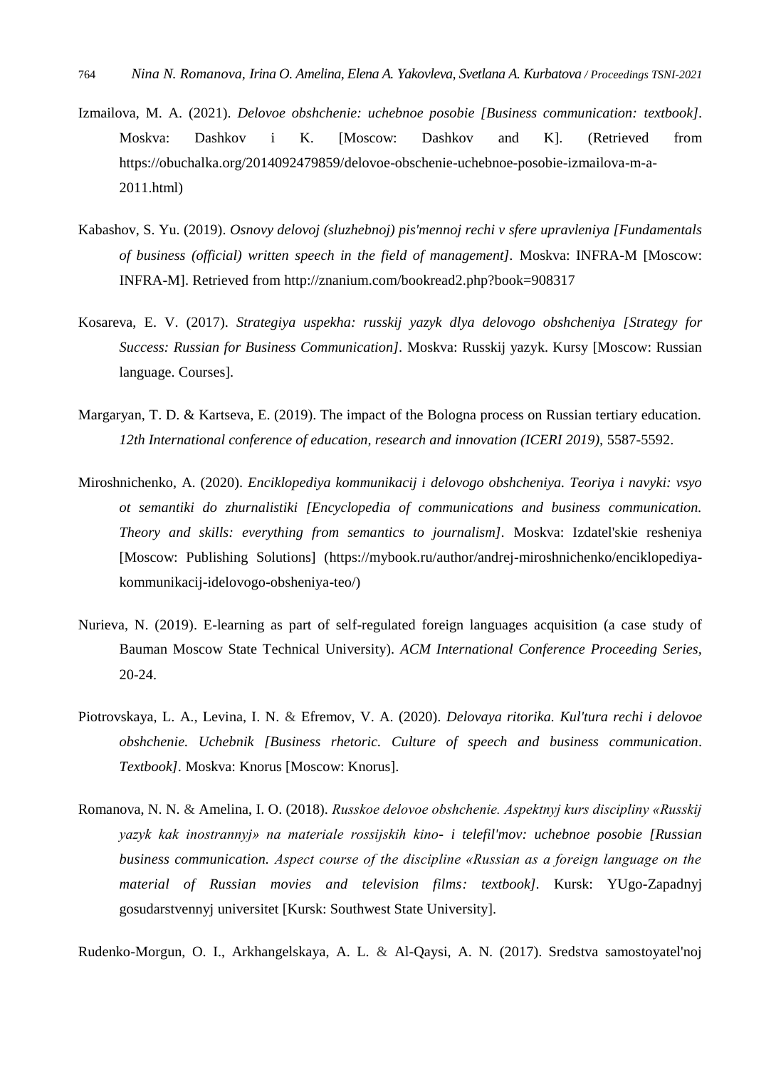Izmailova, M. A. (2021). *Delovoe obshchenie: uchebnoe posobie [Business communication: textbook]*. Moskva: Dashkov i K. [Moscow: Dashkov and K]. (Retrieved from https://obuchalka.org/2014092479859/delovoe-obschenie-uchebnoe-posobie-izmailova-m-a-2011.html)

Kabashov, S. Yu. (2019). *Osnovy delovoj (sluzhebnoj) pis'mennoj rechi v sfere upravleniya [Fundamentals of business (official) written speech in the field of management]*. Moskva: INFRA-M [Moscow: INFRA-M]. Retrieved from http://znanium.com/bookread2.php?book=908317

Kosareva, E. V. (2017). *Strategiya uspekha: russkij yazyk dlya delovogo obshcheniya [Strategy for Success: Russian for Business Communication]*. Moskva: Russkij yazyk. Kursy [Moscow: Russian language. Courses].

Margaryan, T. D. & Kartseva, E. (2019). The impact of the Bologna process on Russian tertiary education. *12th International conference of education, research and innovation (ICERI 2019)*, 5587-5592.

Miroshnichenko, A. (2020). *Enciklopediya kommunikacij i delovogo obshcheniya. Teoriya i navyki: vsyo ot semantiki do zhurnalistiki [Encyclopedia of communications and business communication. Theory and skills: everything from semantics to journalism]*. Moskva: Izdatel'skie resheniya [Moscow: Publishing Solutions] (https://mybook.ru/author/andrej-miroshnichenko/enciklopediya-kommunikacij-idelovogo-obsheniya-teo/)

Nurieva, N. (2019). E-learning as part of self-regulated foreign languages acquisition (a case study of Bauman Moscow State Technical University). *ACM International Conference Proceeding Series*, 20-24.

Piotrovskaya, L. A., Levina, I. N. & Efremov, V. A. (2020). *Delovaya ritorika. Kul'tura rechi i delovoe obshchenie. Uchebnik [Business rhetoric. Culture of speech and business communication. Textbook]*. Moskva: Knorus [Moscow: Knorus].

Romanova, N. N. & Amelina, I. O. (2018). *Russkoe delovoe obshchenie. Aspektnyj kurs discipliny «Russkij yazyk kak inostrannyj» na materiale rossijskih kino- i telefil'mov: uchebnoe posobie [Russian business communication. Aspect course of the discipline «Russian as a foreign language on the material of Russian movies and television films: textbook]*. Kursk: YUgo-Zapadnyj gosudarstvennyj universitet [Kursk: Southwest State University].

Rudenko-Morgun, O. I., Arkhangelskaya, A. L. & Al-Qaysi, A. N. (2017). Sredstva samostoyatel'noj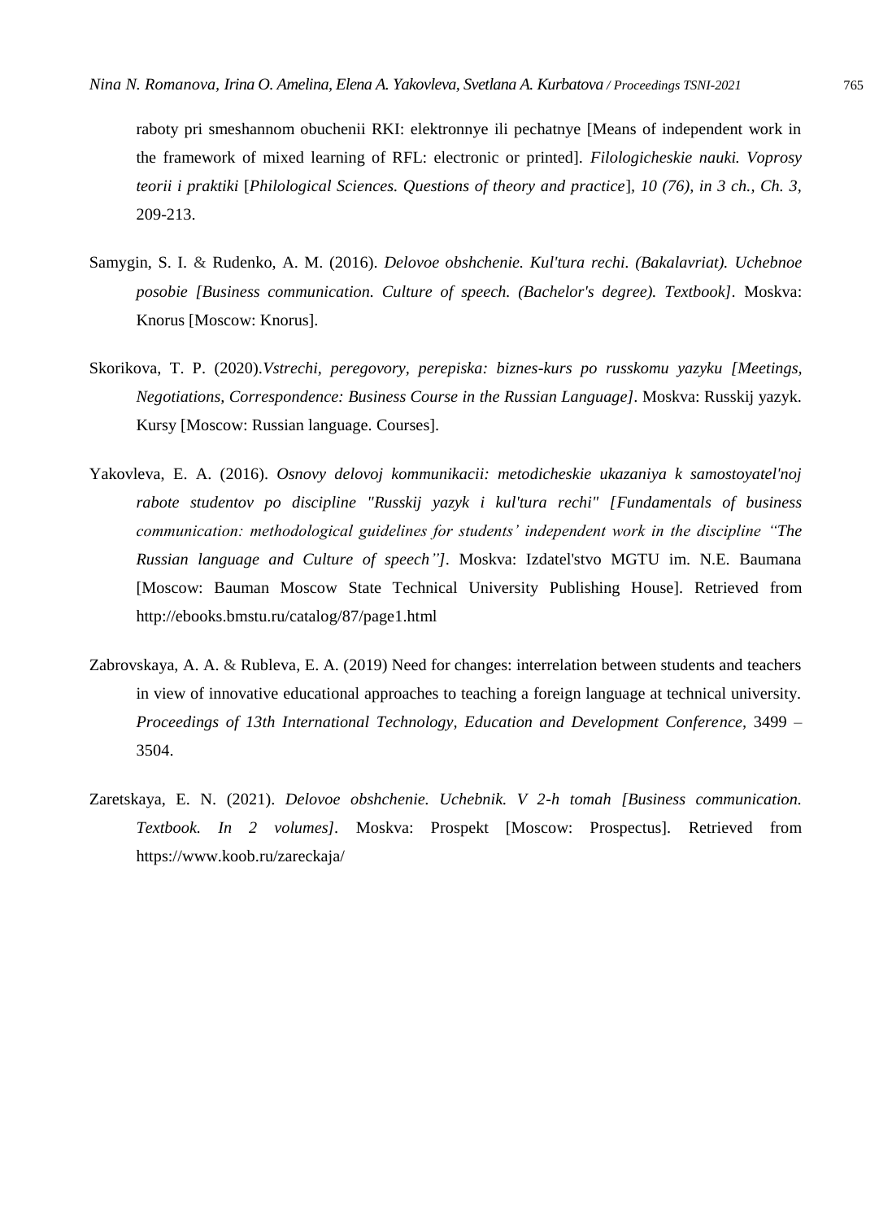raboty pri smeshannom obuchenii RKI: elektronnye ili pechatnye [Means of independent work in the framework of mixed learning of RFL: electronic or printed]. *Filologicheskie nauki. Voprosy teorii i praktiki* [*Philological Sciences. Questions of theory and practice*], *10 (76), in 3 ch., Ch. 3*, 209-213.

Samygin, S. I. & Rudenko, A. M. (2016). *Delovoe obshchenie. Kul'tura rechi. (Bakalavriat). Uchebnoe posobie [Business communication. Culture of speech. (Bachelor's degree). Textbook]*. Moskva: Knorus [Moscow: Knorus].

Skorikova, T. P. (2020).*Vstrechi, peregovory, perepiska: biznes-kurs po russkomu yazyku [Meetings, Negotiations, Correspondence: Business Course in the Russian Language]*. Moskva: Russkij yazyk. Kursy [Moscow: Russian language. Courses].

Yakovleva, E. A. (2016). *Osnovy delovoj kommunikacii: metodicheskie ukazaniya k samostoyatel'noj rabote studentov po discipline "Russkij yazyk i kul'tura rechi" [Fundamentals of business communication: methodological guidelines for students' independent work in the discipline "The Russian language and Culture of speech"]*. Moskva: Izdatel'stvo MGTU im. N.E. Baumana [Moscow: Bauman Moscow State Technical University Publishing House]. Retrieved from http://ebooks.bmstu.ru/catalog/87/page1.html

Zabrovskaya, A. A. & Rubleva, E. A. (2019) Need for changes: interrelation between students and teachers in view of innovative educational approaches to teaching a foreign language at technical university. *Proceedings of 13th International Technology, Education and Development Conference*, 3499 – 3504.

Zaretskaya, E. N. (2021). *Delovoe obshchenie. Uchebnik. V 2-h tomah [Business communication. Textbook. In 2 volumes]*. Moskva: Prospekt [Moscow: Prospectus]. Retrieved from https://www.koob.ru/zareckaja/